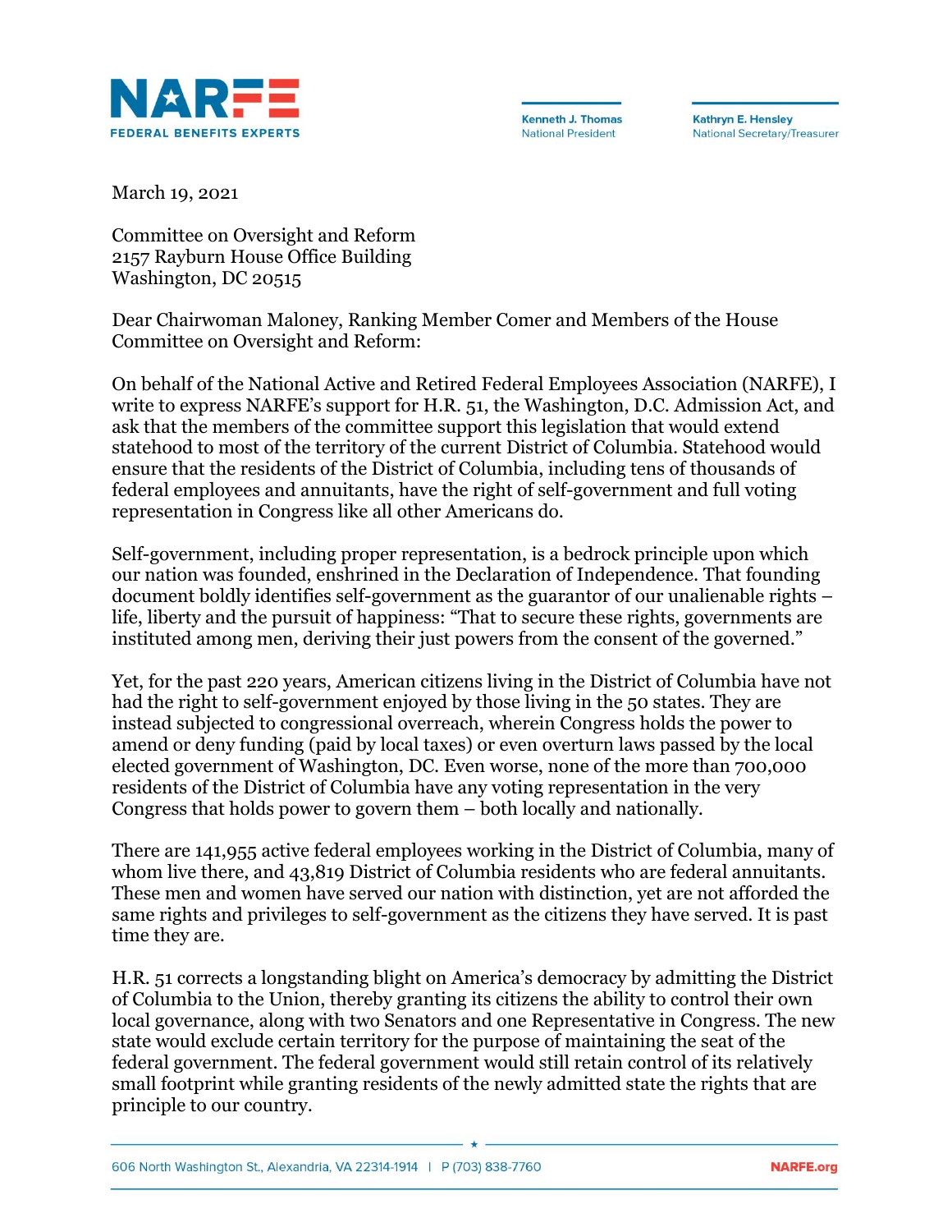**NARFE**
FEDERAL BENEFITS EXPERTS

Kenneth J. Thomas
National President

Kathryn E. Hensley
National Secretary/Treasurer

March 19, 2021

Committee on Oversight and Reform
2157 Rayburn House Office Building
Washington, DC 20515

Dear Chairwoman Maloney, Ranking Member Comer and Members of the House Committee on Oversight and Reform:

On behalf of the National Active and Retired Federal Employees Association (NARFE), I write to express NARFE's support for H.R. 51, the Washington, D.C. Admission Act, and ask that the members of the committee support this legislation that would extend statehood to most of the territory of the current District of Columbia. Statehood would ensure that the residents of the District of Columbia, including tens of thousands of federal employees and annuitants, have the right of self-government and full voting representation in Congress like all other Americans do.

Self-government, including proper representation, is a bedrock principle upon which our nation was founded, enshrined in the Declaration of Independence. That founding document boldly identifies self-government as the guarantor of our unalienable rights – life, liberty and the pursuit of happiness: "That to secure these rights, governments are instituted among men, deriving their just powers from the consent of the governed."

Yet, for the past 220 years, American citizens living in the District of Columbia have not had the right to self-government enjoyed by those living in the 50 states. They are instead subjected to congressional overreach, wherein Congress holds the power to amend or deny funding (paid by local taxes) or even overturn laws passed by the local elected government of Washington, DC. Even worse, none of the more than 700,000 residents of the District of Columbia have any voting representation in the very Congress that holds power to govern them – both locally and nationally.

There are 141,955 active federal employees working in the District of Columbia, many of whom live there, and 43,819 District of Columbia residents who are federal annuitants. These men and women have served our nation with distinction, yet are not afforded the same rights and privileges to self-government as the citizens they have served. It is past time they are.

H.R. 51 corrects a longstanding blight on America's democracy by admitting the District of Columbia to the Union, thereby granting its citizens the ability to control their own local governance, along with two Senators and one Representative in Congress. The new state would exclude certain territory for the purpose of maintaining the seat of the federal government. The federal government would still retain control of its relatively small footprint while granting residents of the newly admitted state the rights that are principle to our country.

606 North Washington St., Alexandria, VA 22314-1914 | P (703) 838-7760 NARFE.org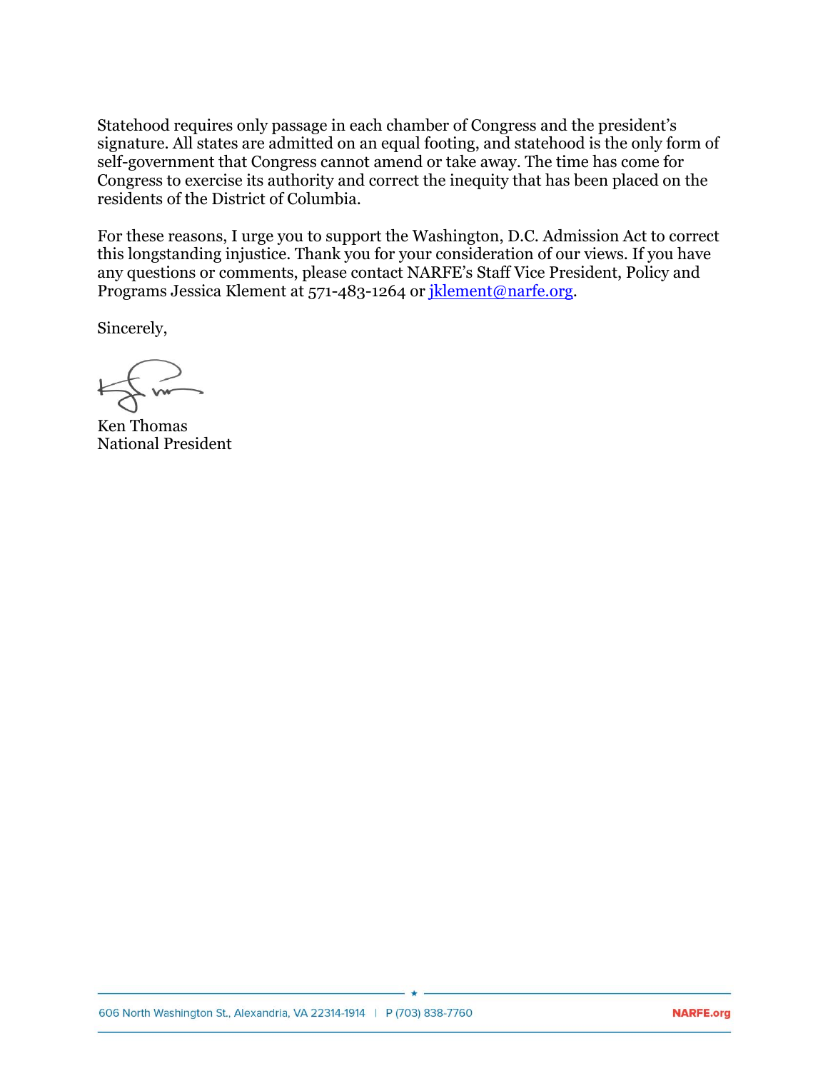Statehood requires only passage in each chamber of Congress and the president's signature. All states are admitted on an equal footing, and statehood is the only form of self-government that Congress cannot amend or take away. The time has come for Congress to exercise its authority and correct the inequity that has been placed on the residents of the District of Columbia.

For these reasons, I urge you to support the Washington, D.C. Admission Act to correct this longstanding injustice. Thank you for your consideration of our views. If you have any questions or comments, please contact NARFE's Staff Vice President, Policy and Programs Jessica Klement at 571-483-1264 or [jklement@narfe.org](mailto:jklement@narfe.org).

Sincerely,

Ken Thomas
National President